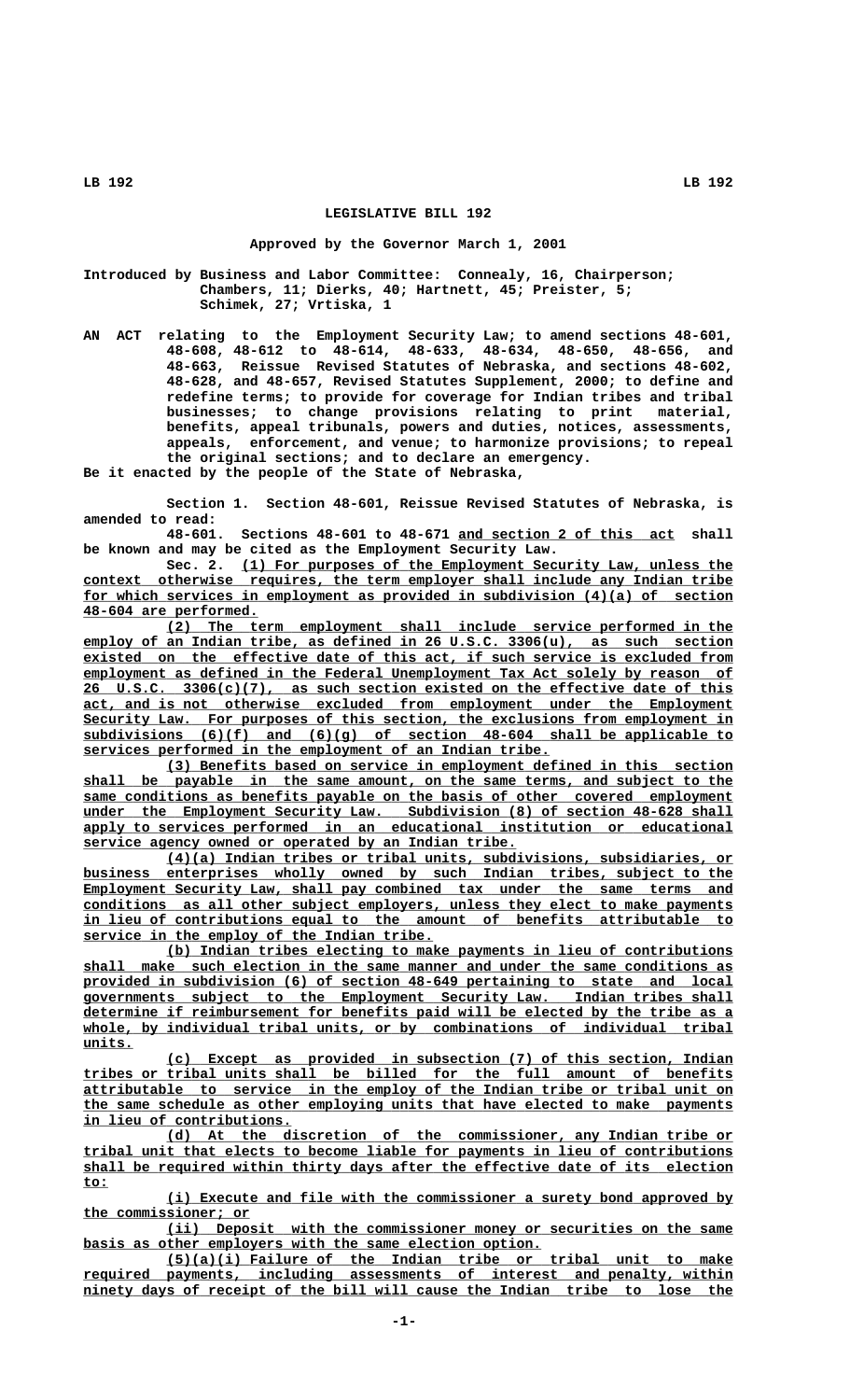**LEGISLATIVE BILL 192**

**Approved by the Governor March 1, 2001**

Introduced by Business and Labor Committee: Connealy, 16, Chairperson; Chambers, 11; Dierks, 40; Hartnett, 45; Preister, 5; Schimek, 27; Vrtiska, 1

AN ACT relating to the Employment Security Law; to amend sections 48-601, 48-608, 48-612 to 48-614, 48-633, 48-634, 48-650, 48-656, and 48-663, Reissue Revised Statutes of Nebraska, and sections 48-602, 48-628, and 48-657, Revised Statutes Supplement, 2000; to define and redefine terms; to provide for coverage for Indian tribes and tribal businesses; to change provisions relating to print material, benefits, appeal tribunals, powers and duties, notices, assessments, appeals, enforcement, and venue; to harmonize provisions; to repeal the original sections; and to declare an emergency.

Be it enacted by the people of the State of Nebraska,

Section 1. Section 48-601, Reissue Revised Statutes of Nebraska, is amended to read:

48-601. Sections 48-601 to 48-671 and section 2 of this act shall be known and may be cited as the Employment Security Law.

Sec. 2. (1) For purposes of the Employment Security Law, unless the context otherwise requires, the term employer shall include any Indian tribe for which services in employment as provided in subdivision (4)(a) of section 48-604 are performed.

(2) The term employment shall include service performed in the employ of an Indian tribe, as defined in 26 U.S.C. 3306(u), as such section existed on the effective date of this act, if such service is excluded from employment as defined in the Federal Unemployment Tax Act solely by reason of 26 U.S.C. 3306(c)(7), as such section existed on the effective date of this act, and is not otherwise excluded from employment under the Employment Security Law. For purposes of this section, the exclusions from employment in subdivisions (6)(f) and (6)(g) of section 48-604 shall be applicable to services performed in the employment of an Indian tribe.

(3) Benefits based on service in employment defined in this section shall be payable in the same amount, on the same terms, and subject to the same conditions as benefits payable on the basis of other covered employment under the Employment Security Law. Subdivision (8) of section 48-628 shall apply to services performed in an educational institution or educational service agency owned or operated by an Indian tribe.

(4)(a) Indian tribes or tribal units, subdivisions, subsidiaries, or business enterprises wholly owned by such Indian tribes, subject to the Employment Security Law, shall pay combined tax under the same terms and conditions as all other subject employers, unless they elect to make payments in lieu of contributions equal to the amount of benefits attributable to service in the employ of the Indian tribe.

(b) Indian tribes electing to make payments in lieu of contributions shall make such election in the same manner and under the same conditions as provided in subdivision (6) of section 48-649 pertaining to state and local governments subject to the Employment Security Law. Indian tribes shall determine if reimbursement for benefits paid will be elected by the tribe as a whole, by individual tribal units, or by combinations of individual tribal units.

(c) Except as provided in subsection (7) of this section, Indian tribes or tribal units shall be billed for the full amount of benefits attributable to service in the employ of the Indian tribe or tribal unit on the same schedule as other employing units that have elected to make payments in lieu of contributions.

(d) At the discretion of the commissioner, any Indian tribe or tribal unit that elects to become liable for payments in lieu of contributions shall be required within thirty days after the effective date of its election to:

(i) Execute and file with the commissioner a surety bond approved by the commissioner; or

(ii) Deposit with the commissioner money or securities on the same basis as other employers with the same election option.

(5)(a)(i) Failure of the Indian tribe or tribal unit to make required payments, including assessments of interest and penalty, within ninety days of receipt of the bill will cause the Indian tribe to lose the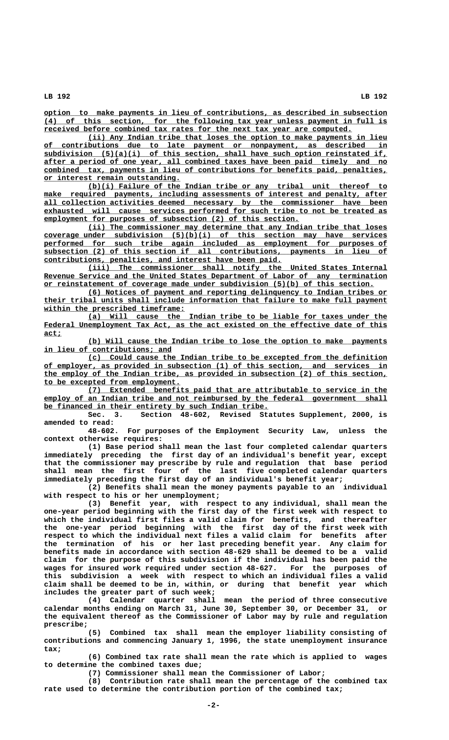option to make payments in lieu of contributions, as described in subsection (4) of this section, for the following tax year unless payment in full is received before combined tax rates for the next tax year are computed.

(ii) Any Indian tribe that loses the option to make payments in lieu of contributions due to late payment or nonpayment, as described in subdivision (5)(a)(i) of this section, shall have such option reinstated if, after a period of one year, all combined taxes have been paid timely and no combined tax, payments in lieu of contributions for benefits paid, penalties, or interest remain outstanding.

(b)(i) Failure of the Indian tribe or any tribal unit thereof to make required payments, including assessments of interest and penalty, after all collection activities deemed necessary by the commissioner have been exhausted will cause services performed for such tribe to not be treated as employment for purposes of subsection (2) of this section.

(ii) The commissioner may determine that any Indian tribe that loses coverage under subdivision (5)(b)(i) of this section may have services performed for such tribe again included as employment for purposes of subsection (2) of this section if all contributions, payments in lieu of contributions, penalties, and interest have been paid.

(iii) The commissioner shall notify the United States Internal Revenue Service and the United States Department of Labor of any termination or reinstatement of coverage made under subdivision (5)(b) of this section.

(6) Notices of payment and reporting delinquency to Indian tribes or their tribal units shall include information that failure to make full payment within the prescribed timeframe:

(a) Will cause the Indian tribe to be liable for taxes under the Federal Unemployment Tax Act, as the act existed on the effective date of this act;

(b) Will cause the Indian tribe to lose the option to make payments in lieu of contributions; and

(c) Could cause the Indian tribe to be excepted from the definition of employer, as provided in subsection (1) of this section, and services in the employ of the Indian tribe, as provided in subsection (2) of this section, to be excepted from employment.

(7) Extended benefits paid that are attributable to service in the employ of an Indian tribe and not reimbursed by the federal government shall be financed in their entirety by such Indian tribe.

**Sec. 3.** Section 48-602, Revised Statutes Supplement, 2000, is amended to read:

48-602. For purposes of the Employment Security Law, unless the context otherwise requires:

(1) Base period shall mean the last four completed calendar quarters immediately preceding the first day of an individual's benefit year, except that the commissioner may prescribe by rule and regulation that base period shall mean the first four of the last five completed calendar quarters immediately preceding the first day of an individual's benefit year;

(2) Benefits shall mean the money payments payable to an individual with respect to his or her unemployment;

(3) Benefit year, with respect to any individual, shall mean the one-year period beginning with the first day of the first week with respect to which the individual first files a valid claim for benefits, and thereafter the one-year period beginning with the first day of the first week with respect to which the individual next files a valid claim for benefits after the termination of his or her last preceding benefit year. Any claim for benefits made in accordance with section 48-629 shall be deemed to be a valid claim for the purpose of this subdivision if the individual has been paid the wages for insured work required under section 48-627. For the purposes of this subdivision a week with respect to which an individual files a valid claim shall be deemed to be in, within, or during that benefit year which includes the greater part of such week;

(4) Calendar quarter shall mean the period of three consecutive calendar months ending on March 31, June 30, September 30, or December 31, or the equivalent thereof as the Commissioner of Labor may by rule and regulation prescribe;

(5) Combined tax shall mean the employer liability consisting of contributions and commencing January 1, 1996, the state unemployment insurance tax;

(6) Combined tax rate shall mean the rate which is applied to wages to determine the combined taxes due;

(7) Commissioner shall mean the Commissioner of Labor;

(8) Contribution rate shall mean the percentage of the combined tax rate used to determine the contribution portion of the combined tax;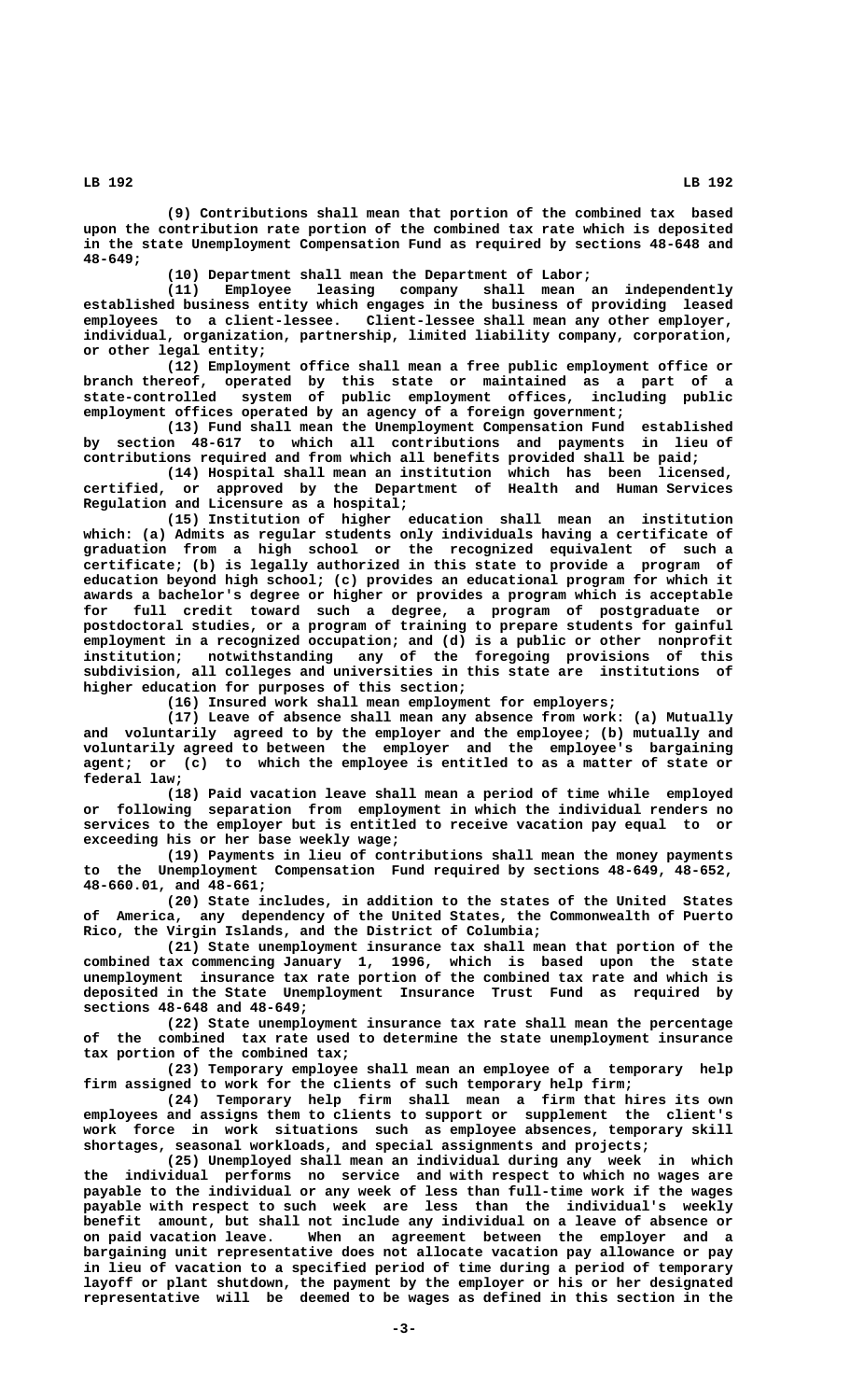(9) Contributions shall mean that portion of the combined tax based upon the contribution rate portion of the combined tax rate which is deposited in the state Unemployment Compensation Fund as required by sections 48-648 and 48-649;

(10) Department shall mean the Department of Labor;

(11) Employee leasing company shall mean an independently established business entity which engages in the business of providing leased employees to a client-lessee. Client-lessee shall mean any other employer, individual, organization, partnership, limited liability company, corporation, or other legal entity;

(12) Employment office shall mean a free public employment office or branch thereof, operated by this state or maintained as a part of a state-controlled system of public employment offices, including public employment offices operated by an agency of a foreign government;

(13) Fund shall mean the Unemployment Compensation Fund established by section 48-617 to which all contributions and payments in lieu of contributions required and from which all benefits provided shall be paid;

(14) Hospital shall mean an institution which has been licensed, certified, or approved by the Department of Health and Human Services Regulation and Licensure as a hospital;

(15) Institution of higher education shall mean an institution which: (a) Admits as regular students only individuals having a certificate of graduation from a high school or the recognized equivalent of such a certificate; (b) is legally authorized in this state to provide a program of education beyond high school; (c) provides an educational program for which it awards a bachelor's degree or higher or provides a program which is acceptable for full credit toward such a degree, a program of postgraduate or postdoctoral studies, or a program of training to prepare students for gainful employment in a recognized occupation; and (d) is a public or other nonprofit institution; notwithstanding any of the foregoing provisions of this subdivision, all colleges and universities in this state are institutions of higher education for purposes of this section;

(16) Insured work shall mean employment for employers;

(17) Leave of absence shall mean any absence from work: (a) Mutually and voluntarily agreed to by the employer and the employee; (b) mutually and voluntarily agreed to between the employer and the employee's bargaining agent; or (c) to which the employee is entitled to as a matter of state or federal law;

(18) Paid vacation leave shall mean a period of time while employed or following separation from employment in which the individual renders no services to the employer but is entitled to receive vacation pay equal to or exceeding his or her base weekly wage;

(19) Payments in lieu of contributions shall mean the money payments to the Unemployment Compensation Fund required by sections 48-649, 48-652, 48-660.01, and 48-661;

(20) State includes, in addition to the states of the United States of America, any dependency of the United States, the Commonwealth of Puerto Rico, the Virgin Islands, and the District of Columbia;

(21) State unemployment insurance tax shall mean that portion of the combined tax commencing January 1, 1996, which is based upon the state unemployment insurance tax rate portion of the combined tax rate and which is deposited in the State Unemployment Insurance Trust Fund as required by sections 48-648 and 48-649;

(22) State unemployment insurance tax rate shall mean the percentage of the combined tax rate used to determine the state unemployment insurance tax portion of the combined tax;

(23) Temporary employee shall mean an employee of a temporary help firm assigned to work for the clients of such temporary help firm;

(24) Temporary help firm shall mean a firm that hires its own employees and assigns them to clients to support or supplement the client's work force in work situations such as employee absences, temporary skill shortages, seasonal workloads, and special assignments and projects;

(25) Unemployed shall mean an individual during any week in which the individual performs no service and with respect to which no wages are payable to the individual or any week of less than full-time work if the wages payable with respect to such week are less than the individual's weekly benefit amount, but shall not include any individual on a leave of absence or on paid vacation leave. When an agreement between the employer and a bargaining unit representative does not allocate vacation pay allowance or pay in lieu of vacation to a specified period of time during a period of temporary layoff or plant shutdown, the payment by the employer or his or her designated representative will be deemed to be wages as defined in this section in the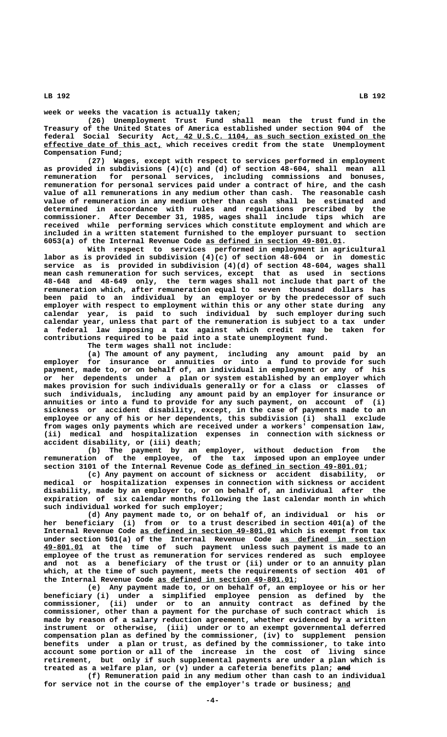week or weeks the vacation is actually taken;

(26) Unemployment Trust Fund shall mean the trust fund in the Treasury of the United States of America established under section 904 of the federal Social Security Act, 42 U.S.C. 1104, as such section existed on the effective date of this act, which receives credit from the state Unemployment Compensation Fund;

(27) Wages, except with respect to services performed in employment as provided in subdivisions (4)(c) and (d) of section 48-604, shall mean all remuneration for personal services, including commissions and bonuses, remuneration for personal services paid under a contract of hire, and the cash value of all remunerations in any medium other than cash. The reasonable cash value of remuneration in any medium other than cash shall be estimated and determined in accordance with rules and regulations prescribed by the commissioner. After December 31, 1985, wages shall include tips which are received while performing services which constitute employment and which are included in a written statement furnished to the employer pursuant to section 6053(a) of the Internal Revenue Code as defined in section 49-801.01.

With respect to services performed in employment in agricultural labor as is provided in subdivision (4)(c) of section 48-604 or in domestic service as is provided in subdivision (4)(d) of section 48-604, wages shall mean cash remuneration for such services, except that as used in sections 48-648 and 48-649 only, the term wages shall not include that part of the remuneration which, after remuneration equal to seven thousand dollars has been paid to an individual by an employer or by the predecessor of such employer with respect to employment within this or any other state during any calendar year, is paid to such individual by such employer during such calendar year, unless that part of the remuneration is subject to a tax under a federal law imposing a tax against which credit may be taken for contributions required to be paid into a state unemployment fund.

The term wages shall not include:

(a) The amount of any payment, including any amount paid by an employer for insurance or annuities or into a fund to provide for such payment, made to, or on behalf of, an individual in employment or any of his or her dependents under a plan or system established by an employer which makes provision for such individuals generally or for a class or classes of such individuals, including any amount paid by an employer for insurance or annuities or into a fund to provide for any such payment, on account of (i) sickness or accident disability, except, in the case of payments made to an employee or any of his or her dependents, this subdivision (i) shall exclude from wages only payments which are received under a workers' compensation law, (ii) medical and hospitalization expenses in connection with sickness or accident disability, or (iii) death;

(b) The payment by an employer, without deduction from the remuneration of the employee, of the tax imposed upon an employee under section 3101 of the Internal Revenue Code as defined in section 49-801.01;

(c) Any payment on account of sickness or accident disability, or medical or hospitalization expenses in connection with sickness or accident disability, made by an employer to, or on behalf of, an individual after the expiration of six calendar months following the last calendar month in which such individual worked for such employer;

(d) Any payment made to, or on behalf of, an individual or his or her beneficiary (i) from or to a trust described in section 401(a) of the Internal Revenue Code as defined in section 49-801.01 which is exempt from tax under section 501(a) of the Internal Revenue Code as defined in section 49-801.01 at the time of such payment unless such payment is made to an employee of the trust as remuneration for services rendered as such employee and not as a beneficiary of the trust or (ii) under or to an annuity plan which, at the time of such payment, meets the requirements of section 401 of the Internal Revenue Code as defined in section 49-801.01;

(e) Any payment made to, or on behalf of, an employee or his or her beneficiary (i) under a simplified employee pension as defined by the commissioner, (ii) under or to an annuity contract as defined by the commissioner, other than a payment for the purchase of such contract which is made by reason of a salary reduction agreement, whether evidenced by a written instrument or otherwise, (iii) under or to an exempt governmental deferred compensation plan as defined by the commissioner, (iv) to supplement pension benefits under a plan or trust, as defined by the commissioner, to take into account some portion or all of the increase in the cost of living since retirement, but only if such supplemental payments are under a plan which is treated as a welfare plan, or (v) under a cafeteria benefits plan; ~~and~~

(f) Remuneration paid in any medium other than cash to an individual for service not in the course of the employer's trade or business; and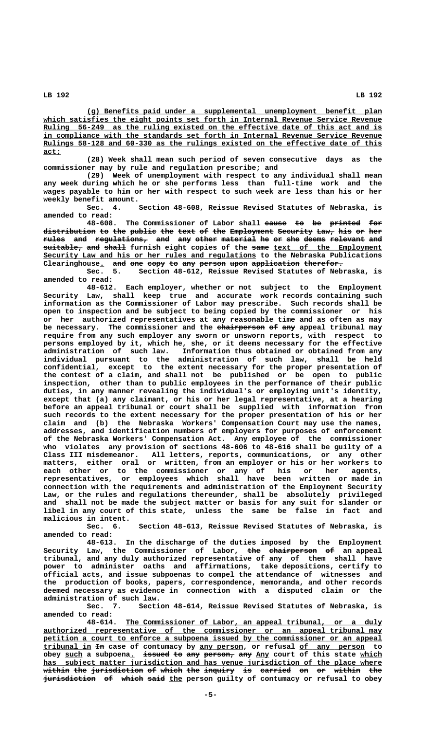(g) Benefits paid under a supplemental unemployment benefit plan which satisfies the eight points set forth in Internal Revenue Service Revenue Ruling 56-249 as the ruling existed on the effective date of this act and is in compliance with the standards set forth in Internal Revenue Service Revenue Rulings 58-128 and 60-330 as the rulings existed on the effective date of this act;

(28) Week shall mean such period of seven consecutive days as the commissioner may by rule and regulation prescribe; and

(29) Week of unemployment with respect to any individual shall mean any week during which he or she performs less than full-time work and the wages payable to him or her with respect to such week are less than his or her weekly benefit amount.

Sec. 4. Section 48-608, Reissue Revised Statutes of Nebraska, is amended to read:

48-608. The Commissioner of Labor shall ~~cause to be printed for distribution to the public the text of the Employment Security Law, his or her rules and regulations, and any other material he or she deems relevant and suitable, and shall~~ furnish eight copies of the ~~same~~ text of the Employment Security Law and his or her rules and regulations to the Nebraska Publications Clearinghouse. ~~and one copy to any person upon application therefor.~~

Sec. 5. Section 48-612, Reissue Revised Statutes of Nebraska, is amended to read:

48-612. Each employer, whether or not subject to the Employment Security Law, shall keep true and accurate work records containing such information as the Commissioner of Labor may prescribe. Such records shall be open to inspection and be subject to being copied by the commissioner or his or her authorized representatives at any reasonable time and as often as may be necessary. The commissioner and the ~~chairperson of any~~ appeal tribunal may require from any such employer any sworn or unsworn reports, with respect to persons employed by it, which he, she, or it deems necessary for the effective administration of such law. Information thus obtained or obtained from any individual pursuant to the administration of such law, shall be held confidential, except to the extent necessary for the proper presentation of the contest of a claim, and shall not be published or be open to public inspection, other than to public employees in the performance of their public duties, in any manner revealing the individual's or employing unit's identity, except that (a) any claimant, or his or her legal representative, at a hearing before an appeal tribunal or court shall be supplied with information from such records to the extent necessary for the proper presentation of his or her claim and (b) the Nebraska Workers' Compensation Court may use the names, addresses, and identification numbers of employers for purposes of enforcement of the Nebraska Workers' Compensation Act. Any employee of the commissioner who violates any provision of sections 48-606 to 48-616 shall be guilty of a Class III misdemeanor. All letters, reports, communications, or any other matters, either oral or written, from an employer or his or her workers to each other or to the commissioner or any of his or her agents, representatives, or employees which shall have been written or made in connection with the requirements and administration of the Employment Security Law, or the rules and regulations thereunder, shall be absolutely privileged and shall not be made the subject matter or basis for any suit for slander or libel in any court of this state, unless the same be false in fact and malicious in intent.

Sec. 6. Section 48-613, Reissue Revised Statutes of Nebraska, is amended to read:

48-613. In the discharge of the duties imposed by the Employment Security Law, the Commissioner of Labor, ~~the chairperson of~~ an appeal tribunal, and any duly authorized representative of any of them shall have power to administer oaths and affirmations, take depositions, certify to official acts, and issue subpoenas to compel the attendance of witnesses and the production of books, papers, correspondence, memoranda, and other records deemed necessary as evidence in connection with a disputed claim or the administration of such law.

Sec. 7. Section 48-614, Reissue Revised Statutes of Nebraska, is amended to read:

48-614. The Commissioner of Labor, an appeal tribunal, or a duly authorized representative of the commissioner or an appeal tribunal may petition a court to enforce a subpoena issued by the commissioner or an appeal tribunal in ~~In~~ case of contumacy by any person, or refusal of any person to obey such a subpoena. ~~issued to any person, any~~ Any court of this state which has subject matter jurisdiction and has venue jurisdiction of the place where ~~within the jurisdiction of which the inquiry is carried on or within the jurisdiction of which said~~ the person guilty of contumacy or refusal to obey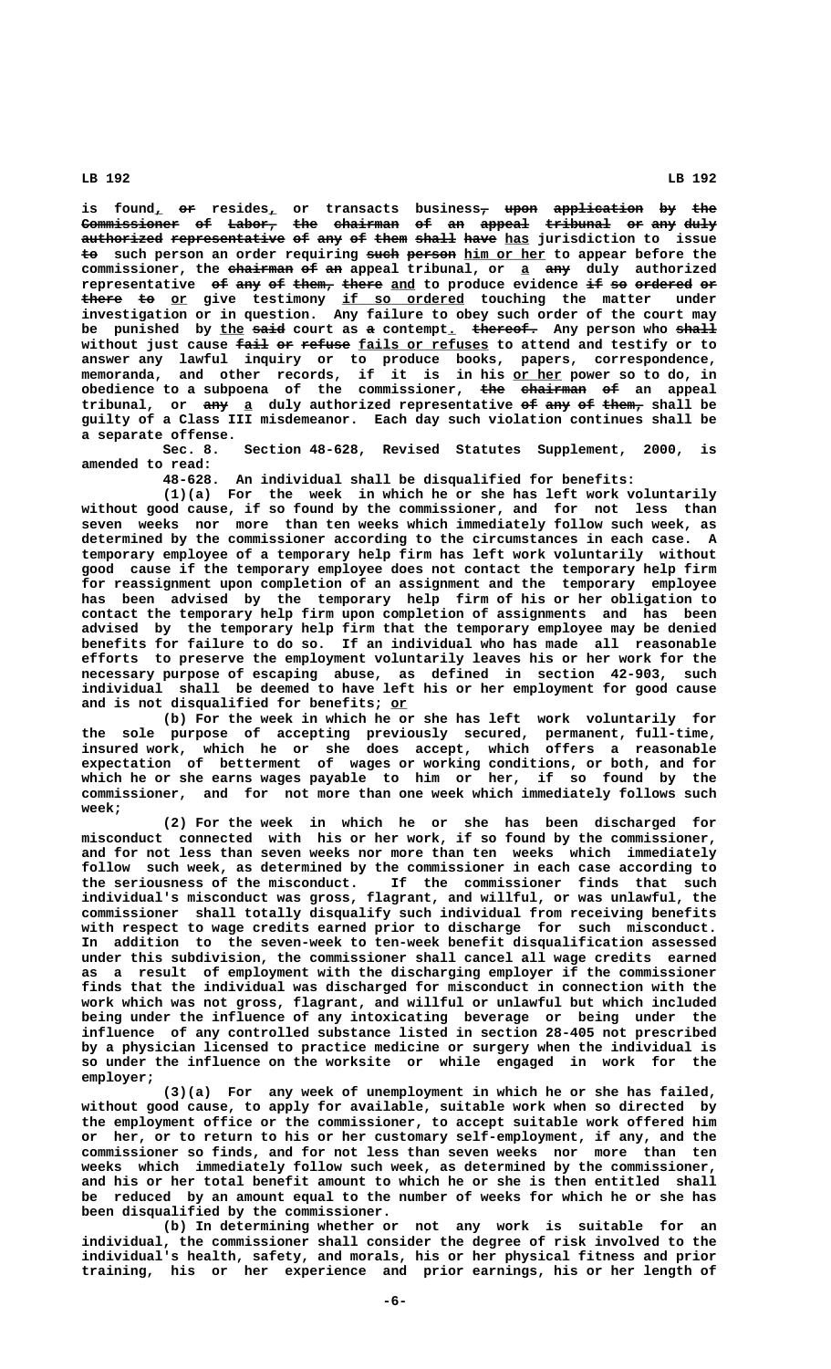is found, or resides, or transacts business, upon application by the Commissioner of Labor, the chairman of an appeal tribunal or any duly authorized representative of any of them shall have has jurisdiction to issue to such person an order requiring such person him or her to appear before the commissioner, the chairman of an appeal tribunal, or a any duly authorized representative of any of them, there and to produce evidence if so ordered or there to or give testimony if so ordered touching the matter under investigation or in question. Any failure to obey such order of the court may be punished by the said court as a contempt. thereof. Any person who shall without just cause fail or refuse fails or refuses to attend and testify or to answer any lawful inquiry or to produce books, papers, correspondence, memoranda, and other records, if it is in his or her power so to do, in obedience to a subpoena of the commissioner, the chairman of an appeal tribunal, or any a duly authorized representative of any of them, shall be guilty of a Class III misdemeanor. Each day such violation continues shall be a separate offense.

Sec. 8. Section 48-628, Revised Statutes Supplement, 2000, is amended to read:

48-628. An individual shall be disqualified for benefits:

(1)(a) For the week in which he or she has left work voluntarily without good cause, if so found by the commissioner, and for not less than seven weeks nor more than ten weeks which immediately follow such week, as determined by the commissioner according to the circumstances in each case. A temporary employee of a temporary help firm has left work voluntarily without good cause if the temporary employee does not contact the temporary help firm for reassignment upon completion of an assignment and the temporary employee has been advised by the temporary help firm of his or her obligation to contact the temporary help firm upon completion of assignments and has been advised by the temporary help firm that the temporary employee may be denied benefits for failure to do so. If an individual who has made all reasonable efforts to preserve the employment voluntarily leaves his or her work for the necessary purpose of escaping abuse, as defined in section 42-903, such individual shall be deemed to have left his or her employment for good cause and is not disqualified for benefits; or

(b) For the week in which he or she has left work voluntarily for the sole purpose of accepting previously secured, permanent, full-time, insured work, which he or she does accept, which offers a reasonable expectation of betterment of wages or working conditions, or both, and for which he or she earns wages payable to him or her, if so found by the commissioner, and for not more than one week which immediately follows such week;

(2) For the week in which he or she has been discharged for misconduct connected with his or her work, if so found by the commissioner, and for not less than seven weeks nor more than ten weeks which immediately follow such week, as determined by the commissioner in each case according to the seriousness of the misconduct. If the commissioner finds that such individual's misconduct was gross, flagrant, and willful, or was unlawful, the commissioner shall totally disqualify such individual from receiving benefits with respect to wage credits earned prior to discharge for such misconduct. In addition to the seven-week to ten-week benefit disqualification assessed under this subdivision, the commissioner shall cancel all wage credits earned as a result of employment with the discharging employer if the commissioner finds that the individual was discharged for misconduct in connection with the work which was not gross, flagrant, and willful or unlawful but which included being under the influence of any intoxicating beverage or being under the influence of any controlled substance listed in section 28-405 not prescribed by a physician licensed to practice medicine or surgery when the individual is so under the influence on the worksite or while engaged in work for the employer;

(3)(a) For any week of unemployment in which he or she has failed, without good cause, to apply for available, suitable work when so directed by the employment office or the commissioner, to accept suitable work offered him or her, or to return to his or her customary self-employment, if any, and the commissioner so finds, and for not less than seven weeks nor more than ten weeks which immediately follow such week, as determined by the commissioner, and his or her total benefit amount to which he or she is then entitled shall be reduced by an amount equal to the number of weeks for which he or she has been disqualified by the commissioner.

(b) In determining whether or not any work is suitable for an individual, the commissioner shall consider the degree of risk involved to the individual's health, safety, and morals, his or her physical fitness and prior training, his or her experience and prior earnings, his or her length of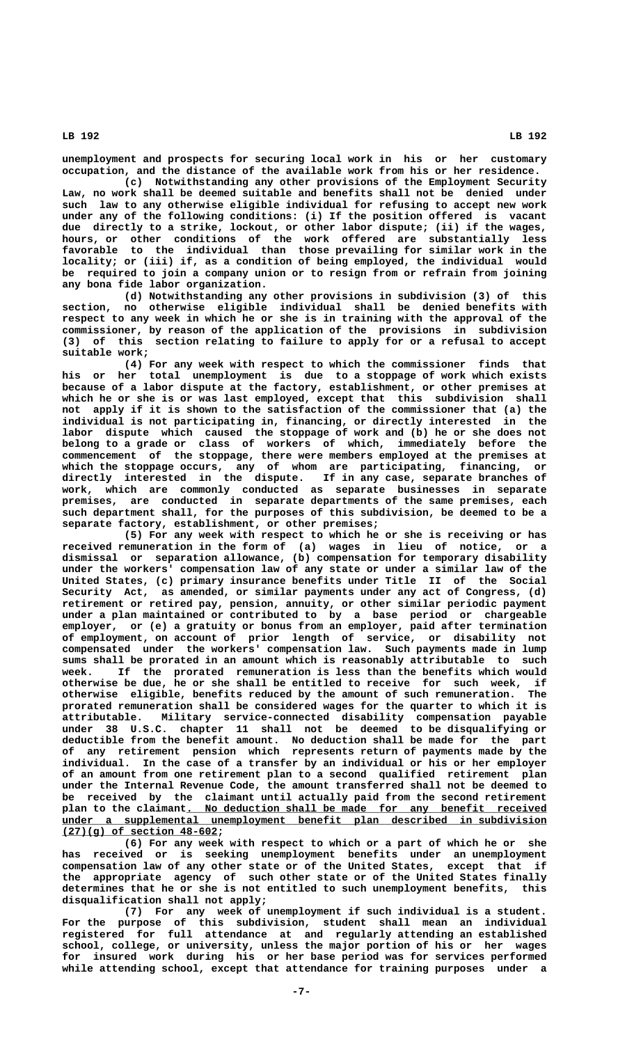unemployment and prospects for securing local work in his or her customary occupation, and the distance of the available work from his or her residence.

(c) Notwithstanding any other provisions of the Employment Security Law, no work shall be deemed suitable and benefits shall not be denied under such law to any otherwise eligible individual for refusing to accept new work under any of the following conditions: (i) If the position offered is vacant due directly to a strike, lockout, or other labor dispute; (ii) if the wages, hours, or other conditions of the work offered are substantially less favorable to the individual than those prevailing for similar work in the locality; or (iii) if, as a condition of being employed, the individual would be required to join a company union or to resign from or refrain from joining any bona fide labor organization.

(d) Notwithstanding any other provisions in subdivision (3) of this section, no otherwise eligible individual shall be denied benefits with respect to any week in which he or she is in training with the approval of the commissioner, by reason of the application of the provisions in subdivision (3) of this section relating to failure to apply for or a refusal to accept suitable work;

(4) For any week with respect to which the commissioner finds that his or her total unemployment is due to a stoppage of work which exists because of a labor dispute at the factory, establishment, or other premises at which he or she is or was last employed, except that this subdivision shall not apply if it is shown to the satisfaction of the commissioner that (a) the individual is not participating in, financing, or directly interested in the labor dispute which caused the stoppage of work and (b) he or she does not belong to a grade or class of workers of which, immediately before the commencement of the stoppage, there were members employed at the premises at which the stoppage occurs, any of whom are participating, financing, or directly interested in the dispute. If in any case, separate branches of work, which are commonly conducted as separate businesses in separate premises, are conducted in separate departments of the same premises, each such department shall, for the purposes of this subdivision, be deemed to be a separate factory, establishment, or other premises;

(5) For any week with respect to which he or she is receiving or has received remuneration in the form of (a) wages in lieu of notice, or a dismissal or separation allowance, (b) compensation for temporary disability under the workers' compensation law of any state or under a similar law of the United States, (c) primary insurance benefits under Title II of the Social Security Act, as amended, or similar payments under any act of Congress, (d) retirement or retired pay, pension, annuity, or other similar periodic payment under a plan maintained or contributed to by a base period or chargeable employer, or (e) a gratuity or bonus from an employer, paid after termination of employment, on account of prior length of service, or disability not compensated under the workers' compensation law. Such payments made in lump sums shall be prorated in an amount which is reasonably attributable to such week. If the prorated remuneration is less than the benefits which would otherwise be due, he or she shall be entitled to receive for such week, if otherwise eligible, benefits reduced by the amount of such remuneration. The prorated remuneration shall be considered wages for the quarter to which it is attributable. Military service-connected disability compensation payable under 38 U.S.C. chapter 11 shall not be deemed to be disqualifying or deductible from the benefit amount. No deduction shall be made for the part of any retirement pension which represents return of payments made by the individual. In the case of a transfer by an individual or his or her employer of an amount from one retirement plan to a second qualified retirement plan under the Internal Revenue Code, the amount transferred shall not be deemed to be received by the claimant until actually paid from the second retirement plan to the claimant<u>. No deduction shall be made for any benefit received under a supplemental unemployment benefit plan described in subdivision (27)(g) of section 48-602</u>;

(6) For any week with respect to which or a part of which he or she has received or is seeking unemployment benefits under an unemployment compensation law of any other state or of the United States, except that if the appropriate agency of such other state or of the United States finally determines that he or she is not entitled to such unemployment benefits, this disqualification shall not apply;

(7) For any week of unemployment if such individual is a student. For the purpose of this subdivision, student shall mean an individual registered for full attendance at and regularly attending an established school, college, or university, unless the major portion of his or her wages for insured work during his or her base period was for services performed while attending school, except that attendance for training purposes under a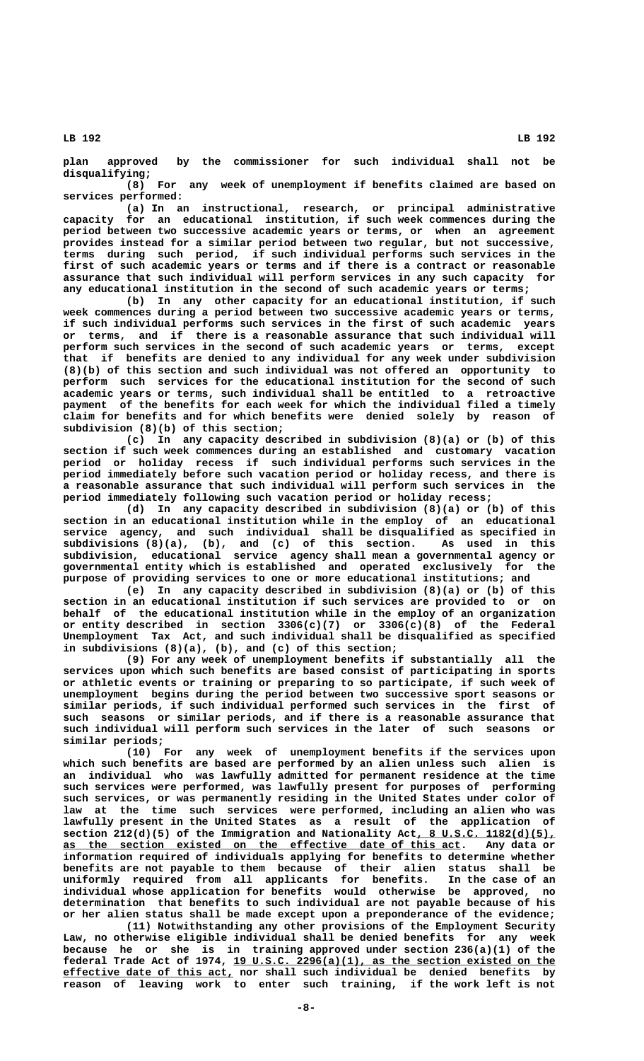plan approved by the commissioner for such individual shall not be disqualifying;

(8) For any week of unemployment if benefits claimed are based on services performed:

(a) In an instructional, research, or principal administrative capacity for an educational institution, if such week commences during the period between two successive academic years or terms, or when an agreement provides instead for a similar period between two regular, but not successive, terms during such period, if such individual performs such services in the first of such academic years or terms and if there is a contract or reasonable assurance that such individual will perform services in any such capacity for any educational institution in the second of such academic years or terms;

(b) In any other capacity for an educational institution, if such week commences during a period between two successive academic years or terms, if such individual performs such services in the first of such academic years or terms, and if there is a reasonable assurance that such individual will perform such services in the second of such academic years or terms, except that if benefits are denied to any individual for any week under subdivision (8)(b) of this section and such individual was not offered an opportunity to perform such services for the educational institution for the second of such academic years or terms, such individual shall be entitled to a retroactive payment of the benefits for each week for which the individual filed a timely claim for benefits and for which benefits were denied solely by reason of subdivision (8)(b) of this section;

(c) In any capacity described in subdivision (8)(a) or (b) of this section if such week commences during an established and customary vacation period or holiday recess if such individual performs such services in the period immediately before such vacation period or holiday recess, and there is a reasonable assurance that such individual will perform such services in the period immediately following such vacation period or holiday recess;

(d) In any capacity described in subdivision (8)(a) or (b) of this section in an educational institution while in the employ of an educational service agency, and such individual shall be disqualified as specified in subdivisions (8)(a), (b), and (c) of this section. As used in this subdivision, educational service agency shall mean a governmental agency or governmental entity which is established and operated exclusively for the purpose of providing services to one or more educational institutions; and

(e) In any capacity described in subdivision (8)(a) or (b) of this section in an educational institution if such services are provided to or on behalf of the educational institution while in the employ of an organization or entity described in section 3306(c)(7) or 3306(c)(8) of the Federal Unemployment Tax Act, and such individual shall be disqualified as specified in subdivisions (8)(a), (b), and (c) of this section;

(9) For any week of unemployment benefits if substantially all the services upon which such benefits are based consist of participating in sports or athletic events or training or preparing to so participate, if such week of unemployment begins during the period between two successive sport seasons or similar periods, if such individual performed such services in the first of such seasons or similar periods, and if there is a reasonable assurance that such individual will perform such services in the later of such seasons or similar periods;

(10) For any week of unemployment benefits if the services upon which such benefits are based are performed by an alien unless such alien is an individual who was lawfully admitted for permanent residence at the time such services were performed, was lawfully present for purposes of performing such services, or was permanently residing in the United States under color of law at the time such services were performed, including an alien who was lawfully present in the United States as a result of the application of section 212(d)(5) of the Immigration and Nationality Act, 8 U.S.C. 1182(d)(5), as the section existed on the effective date of this act. Any data or information required of individuals applying for benefits to determine whether benefits are not payable to them because of their alien status shall be uniformly required from all applicants for benefits. In the case of an individual whose application for benefits would otherwise be approved, no determination that benefits to such individual are not payable because of his or her alien status shall be made except upon a preponderance of the evidence;

(11) Notwithstanding any other provisions of the Employment Security Law, no otherwise eligible individual shall be denied benefits for any week because he or she is in training approved under section 236(a)(1) of the federal Trade Act of 1974, 19 U.S.C. 2296(a)(1), as the section existed on the effective date of this act, nor shall such individual be denied benefits by reason of leaving work to enter such training, if the work left is not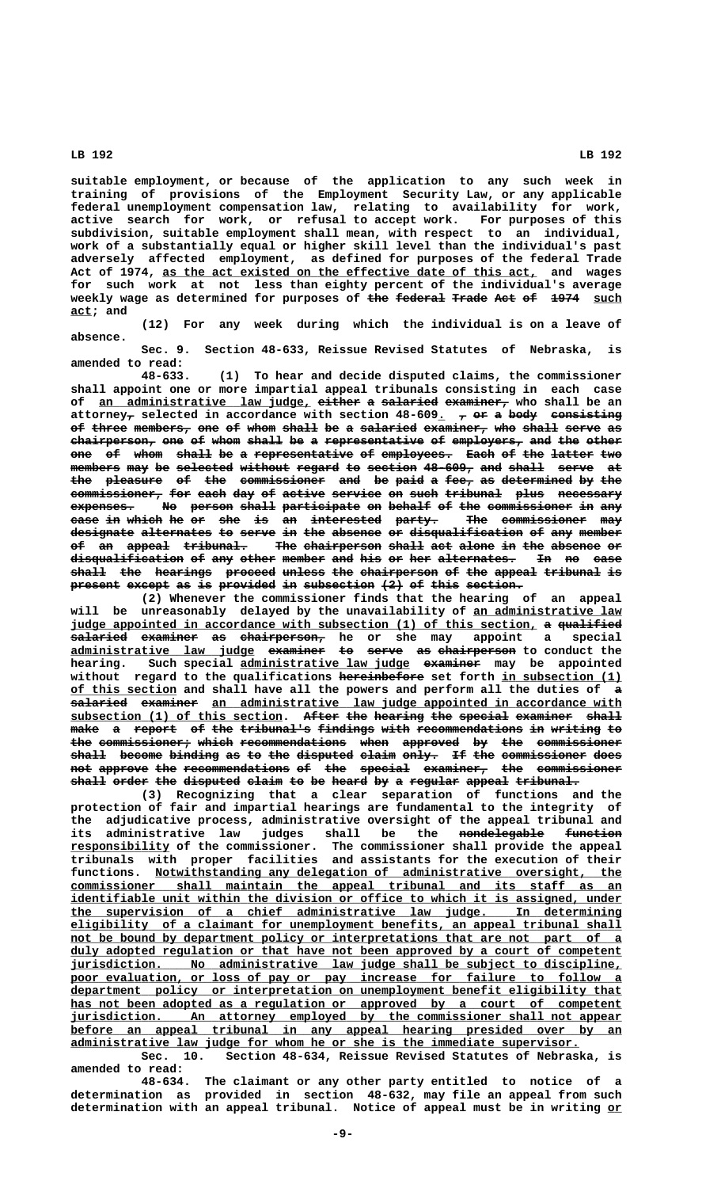suitable employment, or because of the application to any such week in training of provisions of the Employment Security Law, or any applicable federal unemployment compensation law, relating to availability for work, active search for work, or refusal to accept work. For purposes of this subdivision, suitable employment shall mean, with respect to an individual, work of a substantially equal or higher skill level than the individual's past adversely affected employment, as defined for purposes of the federal Trade Act of 1974, as the act existed on the effective date of this act, and wages for such work at not less than eighty percent of the individual's average weekly wage as determined for purposes of ~~the federal Trade Act of 1974~~ such act; and

(12) For any week during which the individual is on a leave of absence.

Sec. 9. Section 48-633, Reissue Revised Statutes of Nebraska, is amended to read:

48-633. (1) To hear and decide disputed claims, the commissioner shall appoint one or more impartial appeal tribunals consisting in each case of an administrative law judge, ~~either a salaried examiner,~~ who shall be an attorney~~,~~ selected in accordance with section 48-609. ~~, or a body consisting of three members, one of whom shall be a salaried examiner, who shall serve as chairperson, one of whom shall be a representative of employers, and the other one of whom shall be a representative of employees. Each of the latter two members may be selected without regard to section 48-609, and shall serve at the pleasure of the commissioner and be paid a fee, as determined by the commissioner, for each day of active service on such tribunal plus necessary expenses. No person shall participate on behalf of the commissioner in any case in which he or she is an interested party. The commissioner may designate alternates to serve in the absence or disqualification of any member of an appeal tribunal. The chairperson shall act alone in the absence or disqualification of any other member and his or her alternates. In no case shall the hearings proceed unless the chairperson of the appeal tribunal is present except as is provided in subsection (2) of this section.~~

(2) Whenever the commissioner finds that the hearing of an appeal will be unreasonably delayed by the unavailability of an administrative law judge appointed in accordance with subsection (1) of this section, ~~a qualified salaried examiner as chairperson,~~ he or she may appoint a special administrative law judge ~~examiner to serve as chairperson~~ to conduct the hearing. Such special administrative law judge ~~examiner~~ may be appointed without regard to the qualifications ~~hereinbefore~~ set forth in subsection (1) of this section and shall have all the powers and perform all the duties of ~~a salaried examiner~~ an administrative law judge appointed in accordance with subsection (1) of this section. ~~After the hearing the special examiner shall make a report of the tribunal's findings with recommendations in writing to the commissioner; which recommendations when approved by the commissioner shall become binding as to the disputed claim only. If the commissioner does not approve the recommendations of the special examiner, the commissioner shall order the disputed claim to be heard by a regular appeal tribunal.~~

(3) Recognizing that a clear separation of functions and the protection of fair and impartial hearings are fundamental to the integrity of the adjudicative process, administrative oversight of the appeal tribunal and its administrative law judges shall be the ~~nondelegable function~~ responsibility of the commissioner. The commissioner shall provide the appeal tribunals with proper facilities and assistants for the execution of their functions. Notwithstanding any delegation of administrative oversight, the commissioner shall maintain the appeal tribunal and its staff as an identifiable unit within the division or office to which it is assigned, under the supervision of a chief administrative law judge. In determining eligibility of a claimant for unemployment benefits, an appeal tribunal shall not be bound by department policy or interpretations that are not part of a duly adopted regulation or that have not been approved by a court of competent jurisdiction. No administrative law judge shall be subject to discipline, poor evaluation, or loss of pay or pay increase for failure to follow a department policy or interpretation on unemployment benefit eligibility that has not been adopted as a regulation or approved by a court of competent jurisdiction. An attorney employed by the commissioner shall not appear before an appeal tribunal in any appeal hearing presided over by an administrative law judge for whom he or she is the immediate supervisor.

Sec. 10. Section 48-634, Reissue Revised Statutes of Nebraska, is amended to read:

48-634. The claimant or any other party entitled to notice of a determination as provided in section 48-632, may file an appeal from such determination with an appeal tribunal. Notice of appeal must be in writing or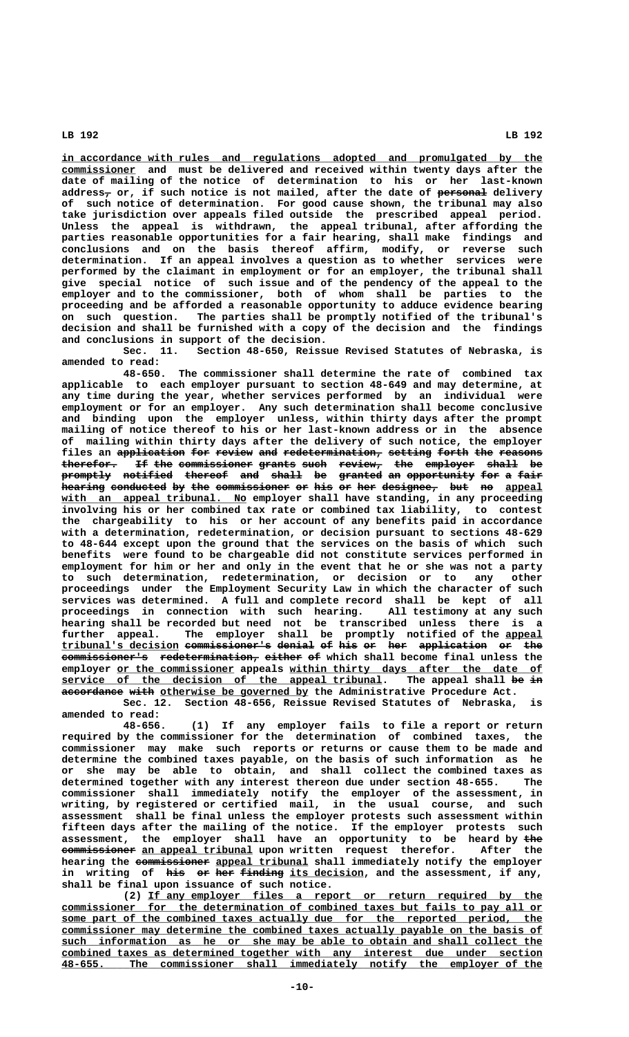in accordance with rules and regulations adopted and promulgated by the commissioner and must be delivered and received within twenty days after the date of mailing of the notice of determination to his or her last-known address, or, if such notice is not mailed, after the date of personal delivery of such notice of determination. For good cause shown, the tribunal may also take jurisdiction over appeals filed outside the prescribed appeal period. Unless the appeal is withdrawn, the appeal tribunal, after affording the parties reasonable opportunities for a fair hearing, shall make findings and conclusions and on the basis thereof affirm, modify, or reverse such determination. If an appeal involves a question as to whether services were performed by the claimant in employment or for an employer, the tribunal shall give special notice of such issue and of the pendency of the appeal to the employer and to the commissioner, both of whom shall be parties to the proceeding and be afforded a reasonable opportunity to adduce evidence bearing on such question. The parties shall be promptly notified of the tribunal's decision and shall be furnished with a copy of the decision and the findings and conclusions in support of the decision.

Sec. 11. Section 48-650, Reissue Revised Statutes of Nebraska, is amended to read:

48-650. The commissioner shall determine the rate of combined tax applicable to each employer pursuant to section 48-649 and may determine, at any time during the year, whether services performed by an individual were employment or for an employer. Any such determination shall become conclusive and binding upon the employer unless, within thirty days after the prompt mailing of notice thereof to his or her last-known address or in the absence of mailing within thirty days after the delivery of such notice, the employer files an application for review and redetermination, setting forth the reasons therefor. If the commissioner grants such review, the employer shall be promptly notified thereof and shall be granted an opportunity for a fair hearing conducted by the commissioner or his or her designee, but no appeal with an appeal tribunal. No employer shall have standing, in any proceeding involving his or her combined tax rate or combined tax liability, to contest the chargeability to his or her account of any benefits paid in accordance with a determination, redetermination, or decision pursuant to sections 48-629 to 48-644 except upon the ground that the services on the basis of which such benefits were found to be chargeable did not constitute services performed in employment for him or her and only in the event that he or she was not a party to such determination, redetermination, or decision or to any other proceedings under the Employment Security Law in which the character of such services was determined. A full and complete record shall be kept of all proceedings in connection with such hearing. All testimony at any such hearing shall be recorded but need not be transcribed unless there is a further appeal. The employer shall be promptly notified of the appeal tribunal's decision commissioner's denial of his or her application or the commissioner's redetermination, either of which shall become final unless the employer or the commissioner appeals within thirty days after the date of service of the decision of the appeal tribunal. The appeal shall be in accordance with otherwise be governed by the Administrative Procedure Act.

Sec. 12. Section 48-656, Reissue Revised Statutes of Nebraska, is amended to read:

48-656. (1) If any employer fails to file a report or return required by the commissioner for the determination of combined taxes, the commissioner may make such reports or returns or cause them to be made and determine the combined taxes payable, on the basis of such information as he or she may be able to obtain, and shall collect the combined taxes as determined together with any interest thereon due under section 48-655. The commissioner shall immediately notify the employer of the assessment, in writing, by registered or certified mail, in the usual course, and such assessment shall be final unless the employer protests such assessment within fifteen days after the mailing of the notice. If the employer protests such assessment, the employer shall have an opportunity to be heard by the commissioner an appeal tribunal upon written request therefor. After the hearing the commissioner appeal tribunal shall immediately notify the employer in writing of his or her finding its decision, and the assessment, if any, shall be final upon issuance of such notice.

(2) If any employer files a report or return required by the commissioner for the determination of combined taxes but fails to pay all or some part of the combined taxes actually due for the reported period, the commissioner may determine the combined taxes actually payable on the basis of such information as he or she may be able to obtain and shall collect the combined taxes as determined together with any interest due under section 48-655. The commissioner shall immediately notify the employer of the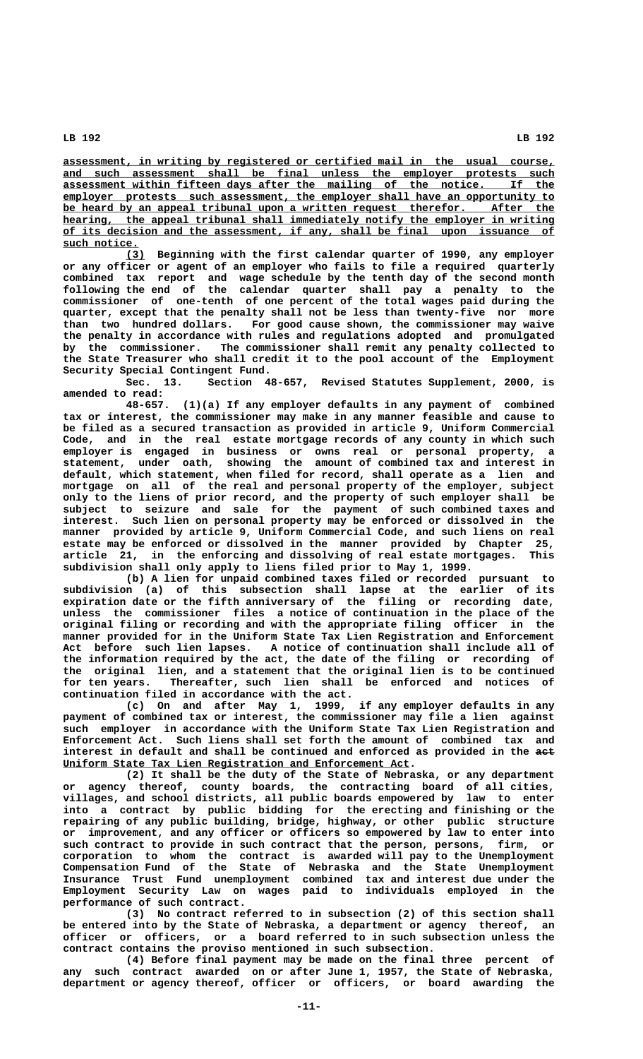assessment, in writing by registered or certified mail in the usual course, and such assessment shall be final unless the employer protests such assessment within fifteen days after the mailing of the notice. If the employer protests such assessment, the employer shall have an opportunity to be heard by an appeal tribunal upon a written request therefor. After the hearing, the appeal tribunal shall immediately notify the employer in writing of its decision and the assessment, if any, shall be final upon issuance of such notice.

(3) Beginning with the first calendar quarter of 1990, any employer or any officer or agent of an employer who fails to file a required quarterly combined tax report and wage schedule by the tenth day of the second month following the end of the calendar quarter shall pay a penalty to the commissioner of one-tenth of one percent of the total wages paid during the quarter, except that the penalty shall not be less than twenty-five nor more than two hundred dollars. For good cause shown, the commissioner may waive the penalty in accordance with rules and regulations adopted and promulgated by the commissioner. The commissioner shall remit any penalty collected to the State Treasurer who shall credit it to the pool account of the Employment Security Special Contingent Fund.

Sec. 13. Section 48-657, Revised Statutes Supplement, 2000, is amended to read:

48-657. (1)(a) If any employer defaults in any payment of combined tax or interest, the commissioner may make in any manner feasible and cause to be filed as a secured transaction as provided in article 9, Uniform Commercial Code, and in the real estate mortgage records of any county in which such employer is engaged in business or owns real or personal property, a statement, under oath, showing the amount of combined tax and interest in default, which statement, when filed for record, shall operate as a lien and mortgage on all of the real and personal property of the employer, subject only to the liens of prior record, and the property of such employer shall be subject to seizure and sale for the payment of such combined taxes and interest. Such lien on personal property may be enforced or dissolved in the manner provided by article 9, Uniform Commercial Code, and such liens on real estate may be enforced or dissolved in the manner provided by Chapter 25, article 21, in the enforcing and dissolving of real estate mortgages. This subdivision shall only apply to liens filed prior to May 1, 1999.

(b) A lien for unpaid combined taxes filed or recorded pursuant to subdivision (a) of this subsection shall lapse at the earlier of its expiration date or the fifth anniversary of the filing or recording date, unless the commissioner files a notice of continuation in the place of the original filing or recording and with the appropriate filing officer in the manner provided for in the Uniform State Tax Lien Registration and Enforcement Act before such lien lapses. A notice of continuation shall include all of the information required by the act, the date of the filing or recording of the original lien, and a statement that the original lien is to be continued for ten years. Thereafter, such lien shall be enforced and notices of continuation filed in accordance with the act.

(c) On and after May 1, 1999, if any employer defaults in any payment of combined tax or interest, the commissioner may file a lien against such employer in accordance with the Uniform State Tax Lien Registration and Enforcement Act. Such liens shall set forth the amount of combined tax and interest in default and shall be continued and enforced as provided in the ~~act~~ Uniform State Tax Lien Registration and Enforcement Act.

(2) It shall be the duty of the State of Nebraska, or any department or agency thereof, county boards, the contracting board of all cities, villages, and school districts, all public boards empowered by law to enter into a contract by public bidding for the erecting and finishing or the repairing of any public building, bridge, highway, or other public structure or improvement, and any officer or officers so empowered by law to enter into such contract to provide in such contract that the person, persons, firm, or corporation to whom the contract is awarded will pay to the Unemployment Compensation Fund of the State of Nebraska and the State Unemployment Insurance Trust Fund unemployment combined tax and interest due under the Employment Security Law on wages paid to individuals employed in the performance of such contract.

(3) No contract referred to in subsection (2) of this section shall be entered into by the State of Nebraska, a department or agency thereof, an officer or officers, or a board referred to in such subsection unless the contract contains the proviso mentioned in such subsection.

(4) Before final payment may be made on the final three percent of any such contract awarded on or after June 1, 1957, the State of Nebraska, department or agency thereof, officer or officers, or board awarding the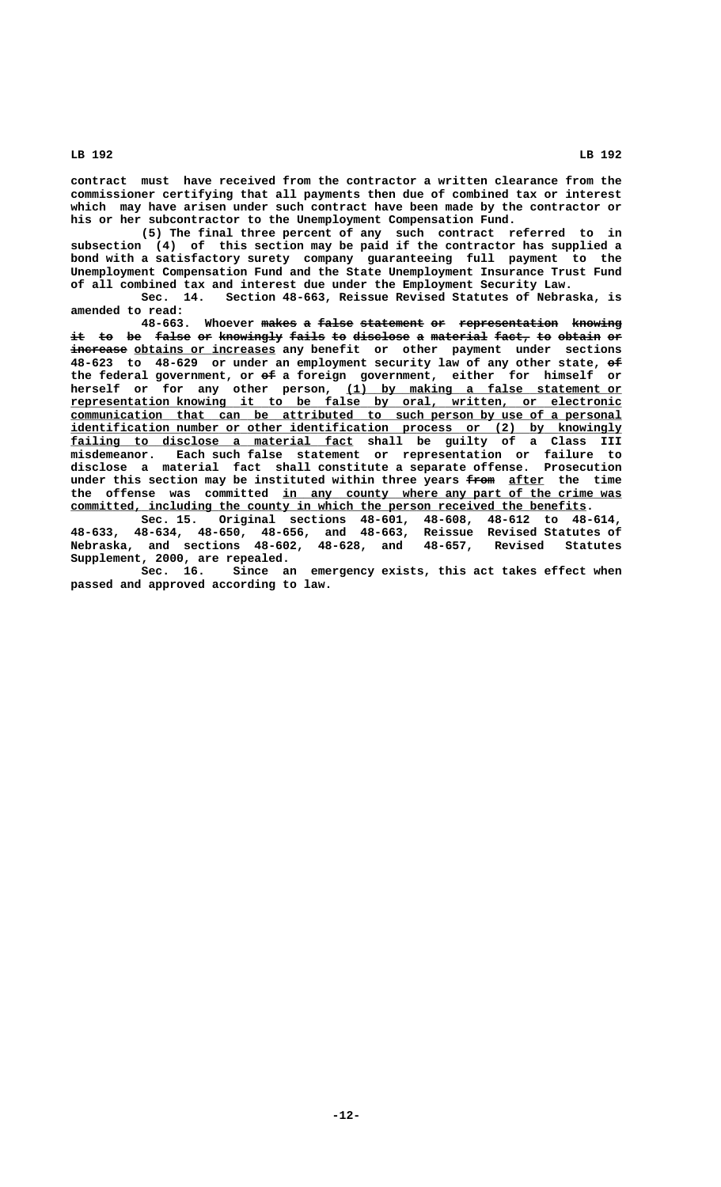contract must have received from the contractor a written clearance from the commissioner certifying that all payments then due of combined tax or interest which may have arisen under such contract have been made by the contractor or his or her subcontractor to the Unemployment Compensation Fund.

(5) The final three percent of any such contract referred to in subsection (4) of this section may be paid if the contractor has supplied a bond with a satisfactory surety company guaranteeing full payment to the Unemployment Compensation Fund and the State Unemployment Insurance Trust Fund of all combined tax and interest due under the Employment Security Law.

Sec. 14. Section 48-663, Reissue Revised Statutes of Nebraska, is amended to read:

48-663. Whoever ~~makes a false statement or representation knowing it to be false or knowingly fails to disclose a material fact, to obtain or increase~~ obtains or increases any benefit or other payment under sections 48-623 to 48-629 or under an employment security law of any other state, ~~of~~ the federal government, or ~~of~~ a foreign government, either for himself or herself or for any other person, (1) by making a false statement or representation knowing it to be false by oral, written, or electronic communication that can be attributed to such person by use of a personal identification number or other identification process or (2) by knowingly failing to disclose a material fact shall be guilty of a Class III misdemeanor. Each such false statement or representation or failure to disclose a material fact shall constitute a separate offense. Prosecution under this section may be instituted within three years ~~from~~ after the time the offense was committed in any county where any part of the crime was committed, including the county in which the person received the benefits.

Sec. 15. Original sections 48-601, 48-608, 48-612 to 48-614, 48-633, 48-634, 48-650, 48-656, and 48-663, Reissue Revised Statutes of Nebraska, and sections 48-602, 48-628, and 48-657, Revised Statutes Supplement, 2000, are repealed.

Sec. 16. Since an emergency exists, this act takes effect when passed and approved according to law.